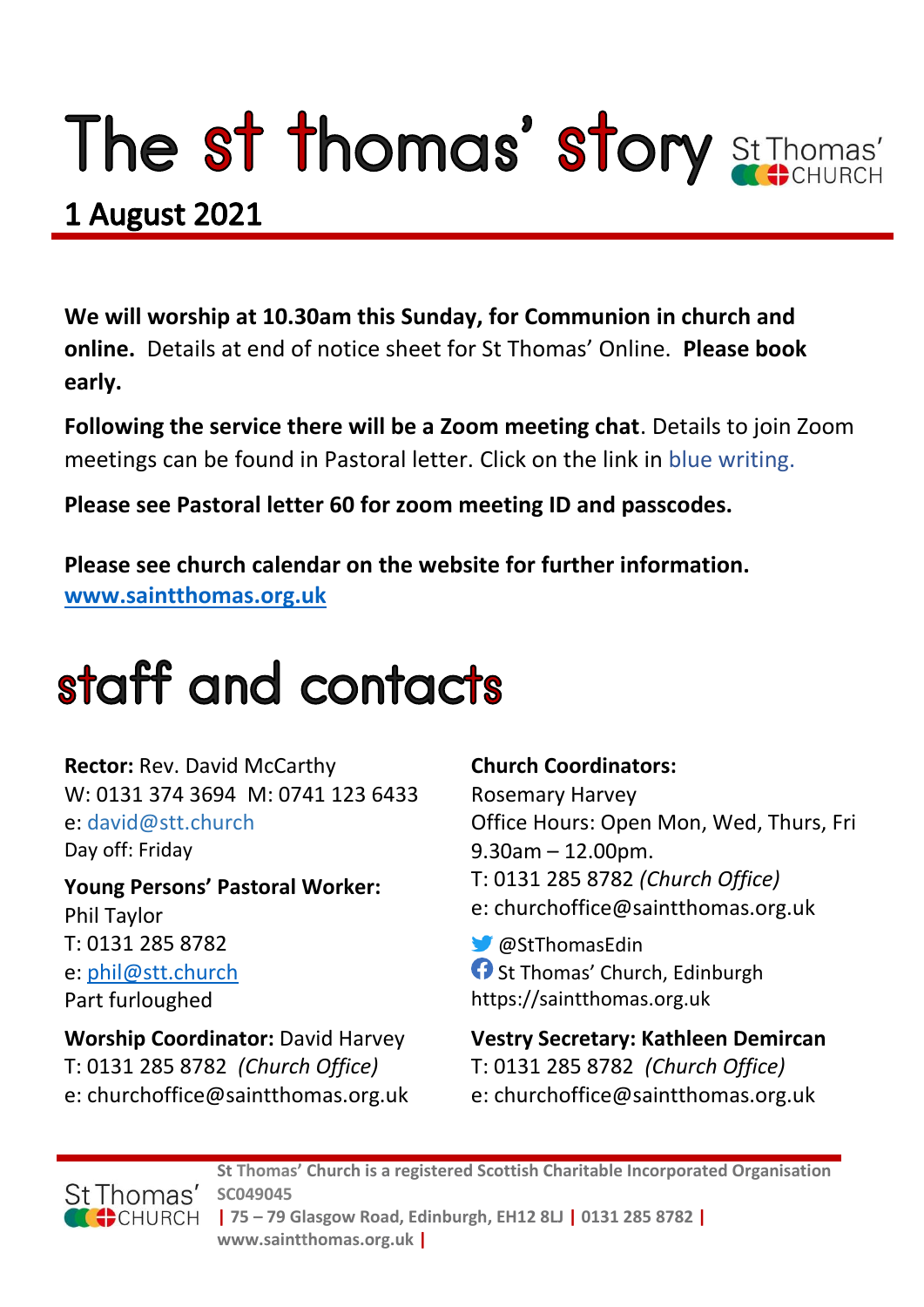# The st thomas' story

St Thomas' CHURCH

## 1 August 2021

**We will worship at 10.30am this Sunday, for Communion in church and online.** Details at end of notice sheet for St Thomas' Online. **Please book early.**

**Following the service there will be a Zoom meeting chat**. Details to join Zoom meetings can be found in Pastoral letter. Click on the link in blue writing.

**Please see Pastoral letter 60 for zoom meeting ID and passcodes.**

**Please see church calendar on the website for further information.**
[www.saintthomas.org.uk](http://www.saintthomas.org.uk)

# staff and contacts

**Rector:** Rev. David McCarthy
W: 0131 374 3694 M: 0741 123 6433
e: david@stt.church
Day off: Friday

**Young Persons' Pastoral Worker:**
Phil Taylor
T: 0131 285 8782
e: phil@stt.church
Part furloughed

**Worship Coordinator:** David Harvey
T: 0131 285 8782 *(Church Office)*
e: churchoffice@saintthomas.org.uk

**Church Coordinators:**
Rosemary Harvey
Office Hours: Open Mon, Wed, Thurs, Fri 9.30am – 12.00pm.
T: 0131 285 8782 *(Church Office)*
e: churchoffice@saintthomas.org.uk

@StThomasEdin
St Thomas' Church, Edinburgh
https://saintthomas.org.uk

**Vestry Secretary: Kathleen Demircan**
T: 0131 285 8782 *(Church Office)*
e: churchoffice@saintthomas.org.uk

**St Thomas' Church is a registered Scottish Charitable Incorporated Organisation SC049045 | 75 – 79 Glasgow Road, Edinburgh, EH12 8LJ | 0131 285 8782 | www.saintthomas.org.uk |**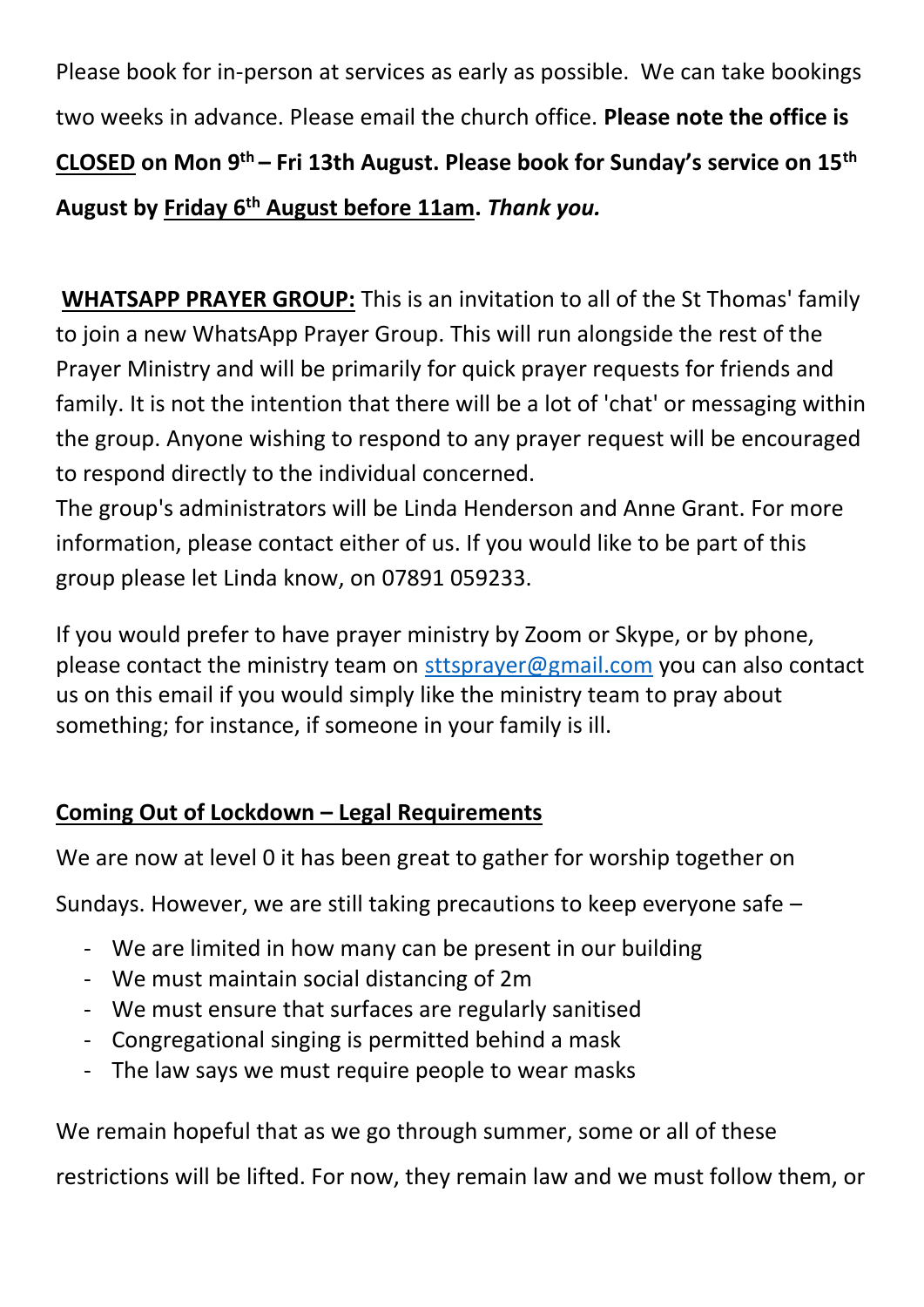Please book for in-person at services as early as possible. We can take bookings two weeks in advance. Please email the church office. **Please note the office is CLOSED on Mon 9th – Fri 13th August. Please book for Sunday's service on 15th August by Friday 6th August before 11am.** ***Thank you.***

**WHATSAPP PRAYER GROUP:** This is an invitation to all of the St Thomas' family to join a new WhatsApp Prayer Group. This will run alongside the rest of the Prayer Ministry and will be primarily for quick prayer requests for friends and family. It is not the intention that there will be a lot of 'chat' or messaging within the group. Anyone wishing to respond to any prayer request will be encouraged to respond directly to the individual concerned.
The group's administrators will be Linda Henderson and Anne Grant. For more information, please contact either of us. If you would like to be part of this group please let Linda know, on 07891 059233.

If you would prefer to have prayer ministry by Zoom or Skype, or by phone, please contact the ministry team on sttsprayer@gmail.com you can also contact us on this email if you would simply like the ministry team to pray about something; for instance, if someone in your family is ill.

**Coming Out of Lockdown – Legal Requirements**

We are now at level 0 it has been great to gather for worship together on Sundays. However, we are still taking precautions to keep everyone safe –

- We are limited in how many can be present in our building
- We must maintain social distancing of 2m
- We must ensure that surfaces are regularly sanitised
- Congregational singing is permitted behind a mask
- The law says we must require people to wear masks

We remain hopeful that as we go through summer, some or all of these restrictions will be lifted. For now, they remain law and we must follow them, or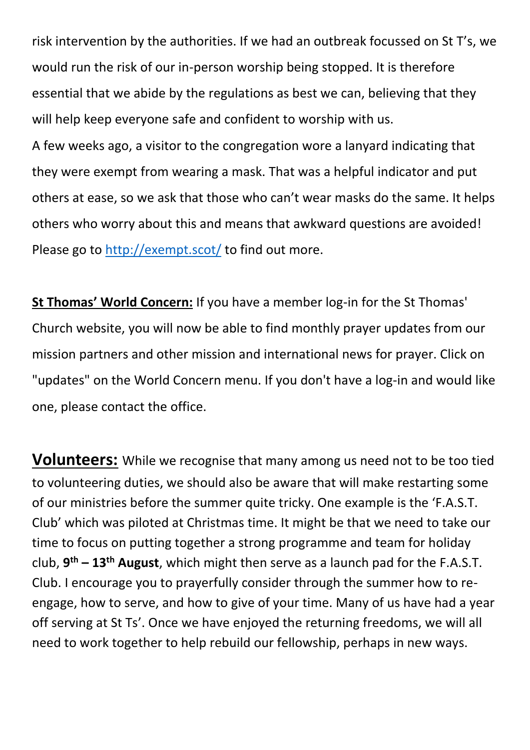risk intervention by the authorities. If we had an outbreak focussed on St T's, we would run the risk of our in-person worship being stopped. It is therefore essential that we abide by the regulations as best we can, believing that they will help keep everyone safe and confident to worship with us.

A few weeks ago, a visitor to the congregation wore a lanyard indicating that they were exempt from wearing a mask. That was a helpful indicator and put others at ease, so we ask that those who can't wear masks do the same. It helps others who worry about this and means that awkward questions are avoided! Please go to [http://exempt.scot/](http://exempt.scot/) to find out more.

**St Thomas' World Concern:** If you have a member log-in for the St Thomas' Church website, you will now be able to find monthly prayer updates from our mission partners and other mission and international news for prayer. Click on "updates" on the World Concern menu. If you don't have a log-in and would like one, please contact the office.

**Volunteers:** While we recognise that many among us need not to be too tied to volunteering duties, we should also be aware that will make restarting some of our ministries before the summer quite tricky. One example is the 'F.A.S.T. Club' which was piloted at Christmas time. It might be that we need to take our time to focus on putting together a strong programme and team for holiday club, **9th – 13th August**, which might then serve as a launch pad for the F.A.S.T. Club. I encourage you to prayerfully consider through the summer how to re-engage, how to serve, and how to give of your time. Many of us have had a year off serving at St Ts'. Once we have enjoyed the returning freedoms, we will all need to work together to help rebuild our fellowship, perhaps in new ways.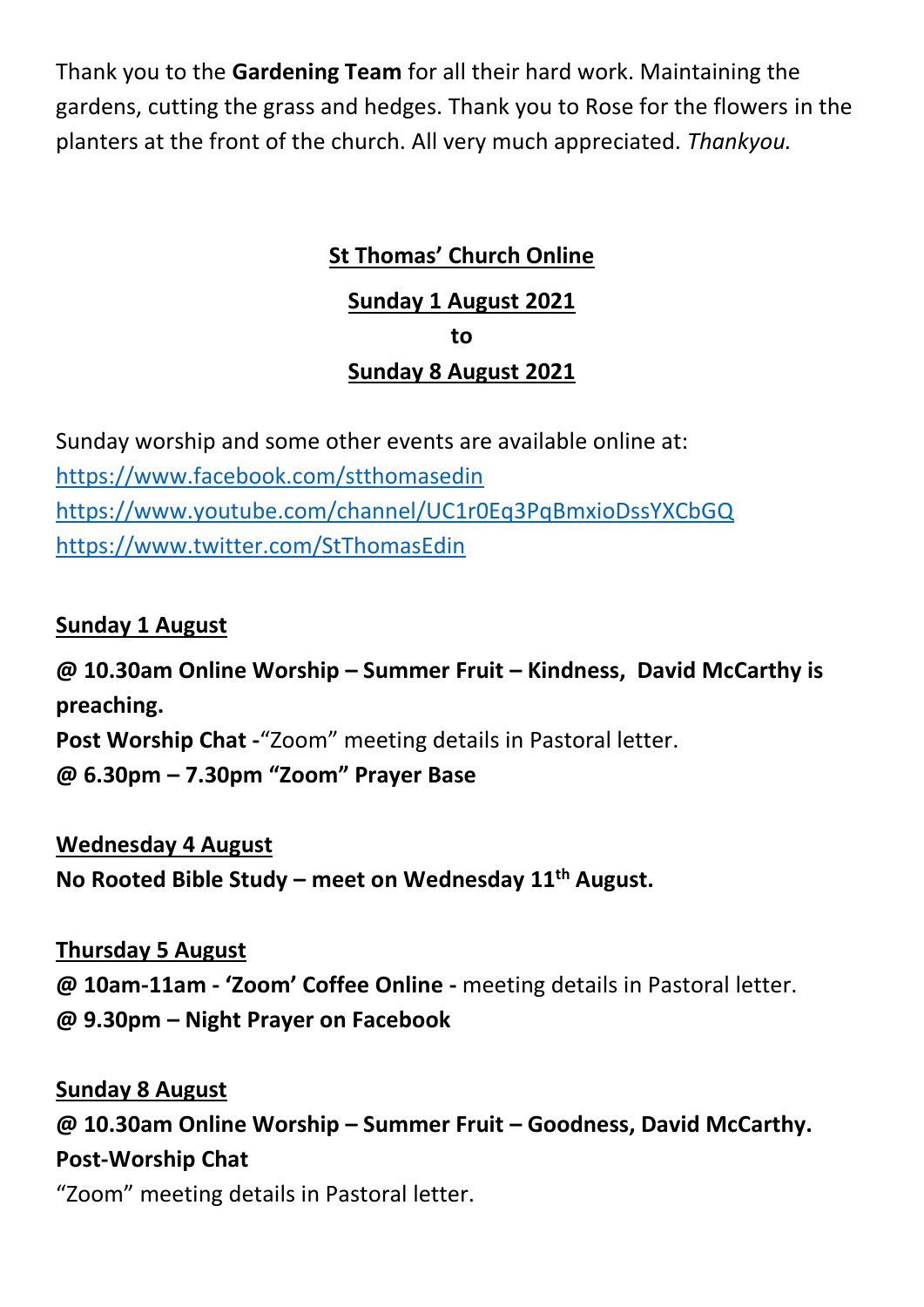Thank you to the **Gardening Team** for all their hard work. Maintaining the gardens, cutting the grass and hedges. Thank you to Rose for the flowers in the planters at the front of the church. All very much appreciated. *Thankyou.*

## St Thomas' Church Online

**Sunday 1 August 2021**

**to**

**Sunday 8 August 2021**

Sunday worship and some other events are available online at:
https://www.facebook.com/stthomasedin
https://www.youtube.com/channel/UC1r0Eq3PqBmxioDssYXCbGQ
https://www.twitter.com/StThomasEdin

**Sunday 1 August**

**@ 10.30am Online Worship – Summer Fruit – Kindness, David McCarthy is preaching.**
**Post Worship Chat -**"Zoom" meeting details in Pastoral letter.
**@ 6.30pm – 7.30pm "Zoom" Prayer Base**

**Wednesday 4 August**
**No Rooted Bible Study – meet on Wednesday 11th August.**

**Thursday 5 August**
**@ 10am-11am - 'Zoom' Coffee Online -** meeting details in Pastoral letter.
**@ 9.30pm – Night Prayer on Facebook**

**Sunday 8 August**
**@ 10.30am Online Worship – Summer Fruit – Goodness, David McCarthy.**
**Post-Worship Chat**
"Zoom" meeting details in Pastoral letter.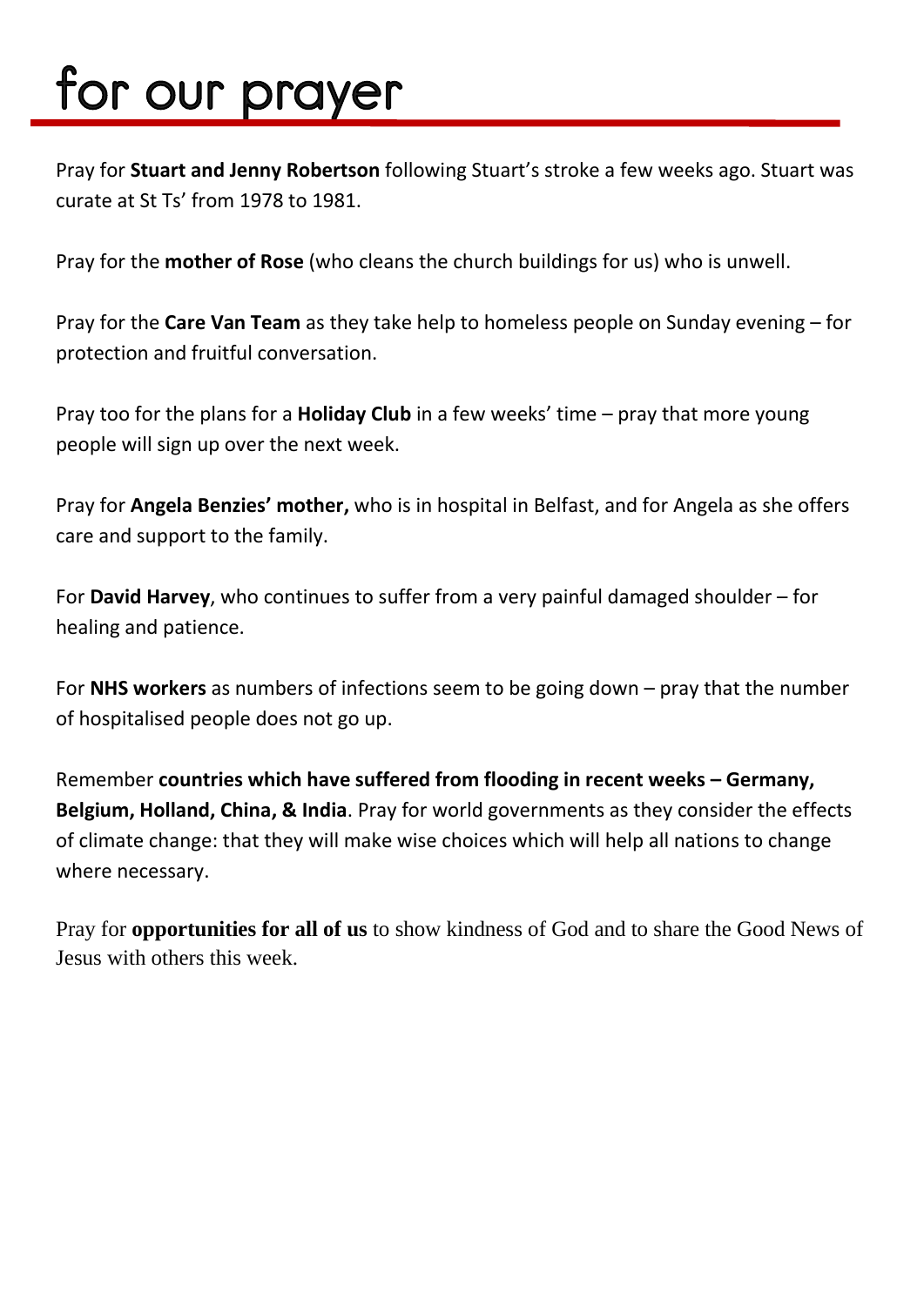# for our prayer

Pray for **Stuart and Jenny Robertson** following Stuart's stroke a few weeks ago. Stuart was curate at St Ts' from 1978 to 1981.

Pray for the **mother of Rose** (who cleans the church buildings for us) who is unwell.

Pray for the **Care Van Team** as they take help to homeless people on Sunday evening – for protection and fruitful conversation.

Pray too for the plans for a **Holiday Club** in a few weeks' time – pray that more young people will sign up over the next week.

Pray for **Angela Benzies' mother,** who is in hospital in Belfast, and for Angela as she offers care and support to the family.

For **David Harvey**, who continues to suffer from a very painful damaged shoulder – for healing and patience.

For **NHS workers** as numbers of infections seem to be going down – pray that the number of hospitalised people does not go up.

Remember **countries which have suffered from flooding in recent weeks – Germany, Belgium, Holland, China, & India**. Pray for world governments as they consider the effects of climate change: that they will make wise choices which will help all nations to change where necessary.

Pray for **opportunities for all of us** to show kindness of God and to share the Good News of Jesus with others this week.